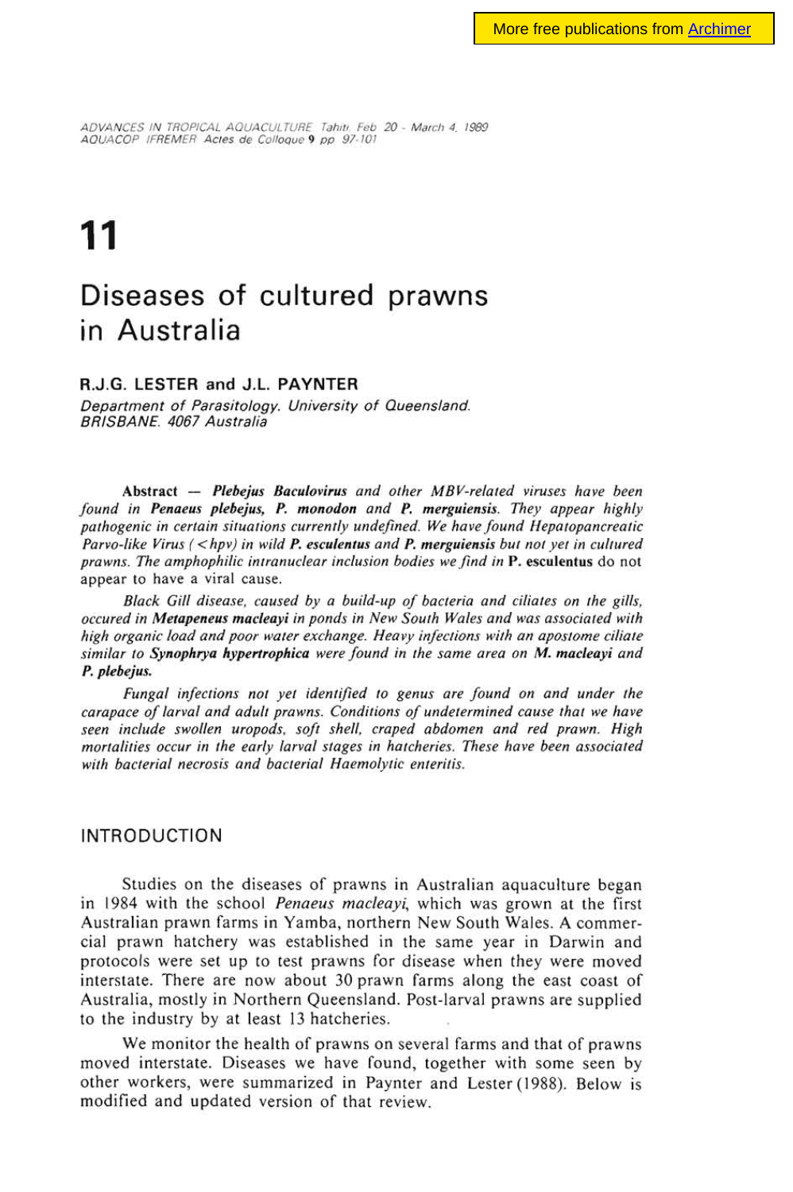ADVANCES IN TROPICAL AQUACULTURE Tahiti Feb 20 - March 4, 1989
AQUACOP IFREMER Actes de Colloque 9 pp 97-101

# 11

# Diseases of cultured prawns in Australia

**R.J.G. LESTER and J.L. PAYNTER**

*Department of Parasitology. University of Queensland. BRISBANE. 4067 Australia*

**Abstract** — ***Plebejus Baculovirus*** *and other MBV-related viruses have been found in* ***Penaeus plebejus, P. monodon*** *and* ***P. merguiensis****. They appear highly pathogenic in certain situations currently undefined. We have found Hepatopancreatic Parvo-like Virus (<hpv) in wild* ***P. esculentus*** *and* ***P. merguiensis*** *but not yet in cultured prawns. The amphophilic intranuclear inclusion bodies we find in* **P. esculentus** *do not* appear to have a viral cause.

*Black Gill disease, caused by a build-up of bacteria and ciliates on the gills, occured in* ***Metapeneus macleayi*** *in ponds in New South Wales and was associated with high organic load and poor water exchange. Heavy infections with an apostome ciliate similar to* ***Synophrya hypertrophica*** *were found in the same area on* ***M. macleayi*** *and* ***P. plebejus.***

*Fungal infections not yet identified to genus are found on and under the carapace of larval and adult prawns. Conditions of undetermined cause that we have seen include swollen uropods, soft shell, craped abdomen and red prawn. High mortalities occur in the early larval stages in hatcheries. These have been associated with bacterial necrosis and bacterial Haemolytic enteritis.*

## INTRODUCTION

Studies on the diseases of prawns in Australian aquaculture began in 1984 with the school *Penaeus macleayi*, which was grown at the first Australian prawn farms in Yamba, northern New South Wales. A commercial prawn hatchery was established in the same year in Darwin and protocols were set up to test prawns for disease when they were moved interstate. There are now about 30 prawn farms along the east coast of Australia, mostly in Northern Queensland. Post-larval prawns are supplied to the industry by at least 13 hatcheries.

We monitor the health of prawns on several farms and that of prawns moved interstate. Diseases we have found, together with some seen by other workers, were summarized in Paynter and Lester (1988). Below is modified and updated version of that review.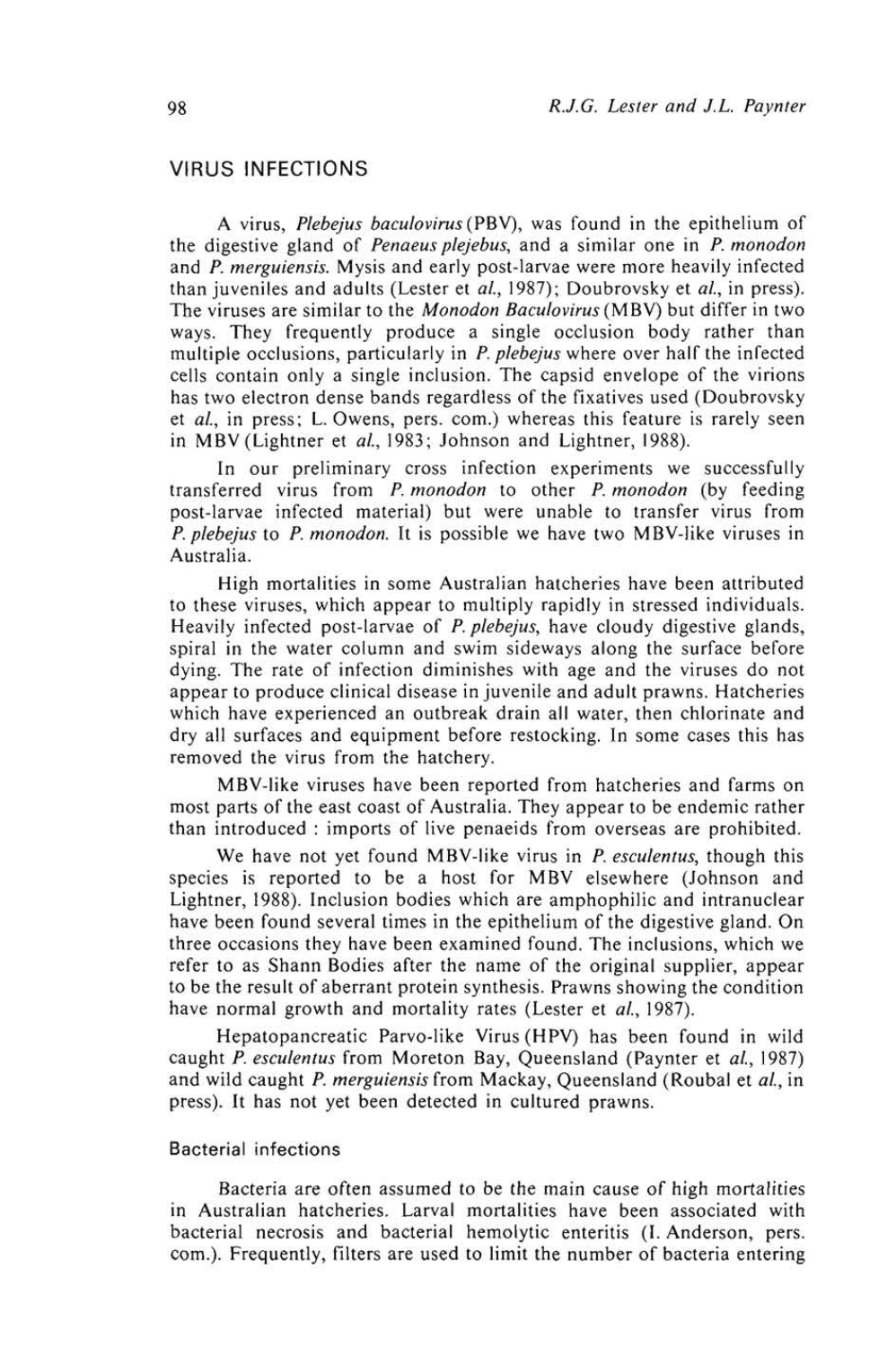## VIRUS INFECTIONS

A virus, *Plebejus baculovirus* (PBV), was found in the epithelium of the digestive gland of *Penaeus plejebus*, and a similar one in *P. monodon* and *P. merguiensis*. Mysis and early post-larvae were more heavily infected than juveniles and adults (Lester et *al.*, 1987); Doubrovsky et *al.*, in press). The viruses are similar to the *Monodon Baculovirus* (MBV) but differ in two ways. They frequently produce a single occlusion body rather than multiple occlusions, particularly in *P. plebejus* where over half the infected cells contain only a single inclusion. The capsid envelope of the virions has two electron dense bands regardless of the fixatives used (Doubrovsky et *al.*, in press; L. Owens, pers. com.) whereas this feature is rarely seen in MBV (Lightner et *al.*, 1983; Johnson and Lightner, 1988).

In our preliminary cross infection experiments we successfully transferred virus from *P. monodon* to other *P. monodon* (by feeding post-larvae infected material) but were unable to transfer virus from *P. plebejus* to *P. monodon*. It is possible we have two MBV-like viruses in Australia.

High mortalities in some Australian hatcheries have been attributed to these viruses, which appear to multiply rapidly in stressed individuals. Heavily infected post-larvae of *P. plebejus*, have cloudy digestive glands, spiral in the water column and swim sideways along the surface before dying. The rate of infection diminishes with age and the viruses do not appear to produce clinical disease in juvenile and adult prawns. Hatcheries which have experienced an outbreak drain all water, then chlorinate and dry all surfaces and equipment before restocking. In some cases this has removed the virus from the hatchery.

MBV-like viruses have been reported from hatcheries and farms on most parts of the east coast of Australia. They appear to be endemic rather than introduced : imports of live penaeids from overseas are prohibited.

We have not yet found MBV-like virus in *P. esculentus*, though this species is reported to be a host for MBV elsewhere (Johnson and Lightner, 1988). Inclusion bodies which are amphophilic and intranuclear have been found several times in the epithelium of the digestive gland. On three occasions they have been examined found. The inclusions, which we refer to as Shann Bodies after the name of the original supplier, appear to be the result of aberrant protein synthesis. Prawns showing the condition have normal growth and mortality rates (Lester et *al.*, 1987).

Hepatopancreatic Parvo-like Virus (HPV) has been found in wild caught *P. esculentus* from Moreton Bay, Queensland (Paynter et *al.*, 1987) and wild caught *P. merguiensis* from Mackay, Queensland (Roubal et *al.*, in press). It has not yet been detected in cultured prawns.

### Bacterial infections

Bacteria are often assumed to be the main cause of high mortalities in Australian hatcheries. Larval mortalities have been associated with bacterial necrosis and bacterial hemolytic enteritis (I. Anderson, pers. com.). Frequently, filters are used to limit the number of bacteria entering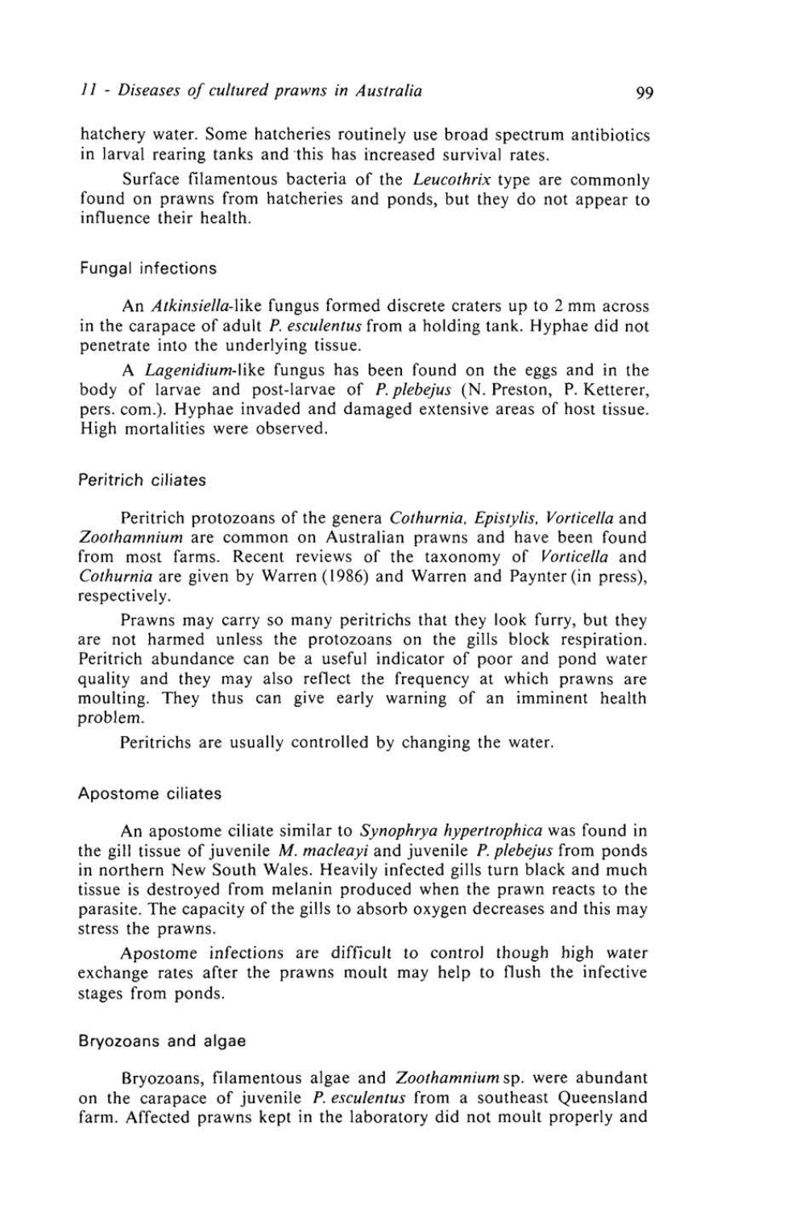hatchery water. Some hatcheries routinely use broad spectrum antibiotics in larval rearing tanks and this has increased survival rates.

Surface filamentous bacteria of the *Leucothrix* type are commonly found on prawns from hatcheries and ponds, but they do not appear to influence their health.

## Fungal infections

An *Atkinsiella*-like fungus formed discrete craters up to 2 mm across in the carapace of adult *P. esculentus* from a holding tank. Hyphae did not penetrate into the underlying tissue.

A *Lagenidium*-like fungus has been found on the eggs and in the body of larvae and post-larvae of *P. plebejus* (N. Preston, P. Ketterer, pers. com.). Hyphae invaded and damaged extensive areas of host tissue. High mortalities were observed.

## Peritrich ciliates

Peritrich protozoans of the genera *Cothurnia*, *Epistylis*, *Vorticella* and *Zoothamnium* are common on Australian prawns and have been found from most farms. Recent reviews of the taxonomy of *Vorticella* and *Cothurnia* are given by Warren (1986) and Warren and Paynter (in press), respectively.

Prawns may carry so many peritrichs that they look furry, but they are not harmed unless the protozoans on the gills block respiration. Peritrich abundance can be a useful indicator of poor and pond water quality and they may also reflect the frequency at which prawns are moulting. They thus can give early warning of an imminent health problem.

Peritrichs are usually controlled by changing the water.

## Apostome ciliates

An apostome ciliate similar to *Synophrya hypertrophica* was found in the gill tissue of juvenile *M. macleayi* and juvenile *P. plebejus* from ponds in northern New South Wales. Heavily infected gills turn black and much tissue is destroyed from melanin produced when the prawn reacts to the parasite. The capacity of the gills to absorb oxygen decreases and this may stress the prawns.

Apostome infections are difficult to control though high water exchange rates after the prawns moult may help to flush the infective stages from ponds.

## Bryozoans and algae

Bryozoans, filamentous algae and *Zoothamnium* sp. were abundant on the carapace of juvenile *P. esculentus* from a southeast Queensland farm. Affected prawns kept in the laboratory did not moult properly and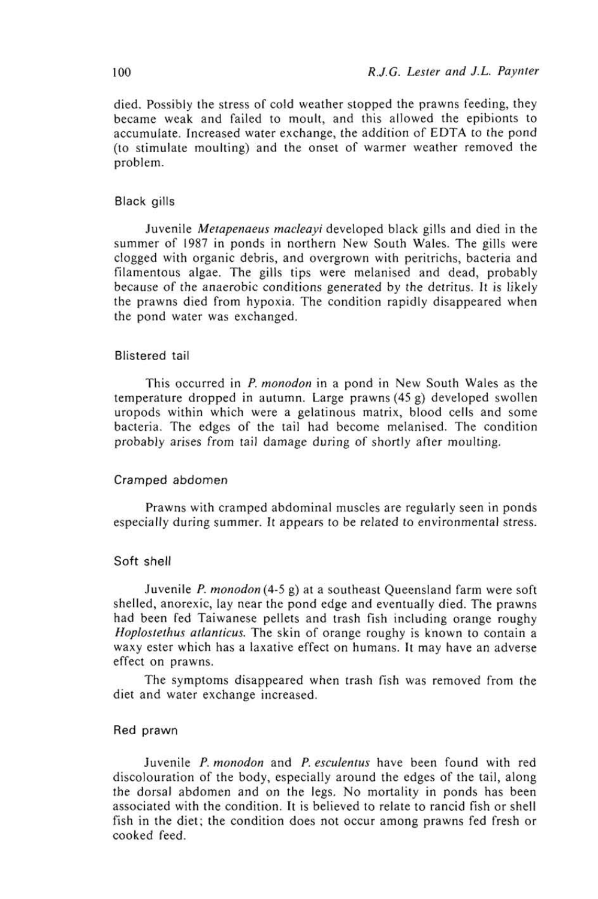died. Possibly the stress of cold weather stopped the prawns feeding, they became weak and failed to moult, and this allowed the epibionts to accumulate. Increased water exchange, the addition of EDTA to the pond (to stimulate moulting) and the onset of warmer weather removed the problem.

### Black gills

Juvenile *Metapenaeus macleayi* developed black gills and died in the summer of 1987 in ponds in northern New South Wales. The gills were clogged with organic debris, and overgrown with peritrichs, bacteria and filamentous algae. The gills tips were melanised and dead, probably because of the anaerobic conditions generated by the detritus. It is likely the prawns died from hypoxia. The condition rapidly disappeared when the pond water was exchanged.

### Blistered tail

This occurred in *P. monodon* in a pond in New South Wales as the temperature dropped in autumn. Large prawns (45 g) developed swollen uropods within which were a gelatinous matrix, blood cells and some bacteria. The edges of the tail had become melanised. The condition probably arises from tail damage during of shortly after moulting.

### Cramped abdomen

Prawns with cramped abdominal muscles are regularly seen in ponds especially during summer. It appears to be related to environmental stress.

### Soft shell

Juvenile *P. monodon* (4-5 g) at a southeast Queensland farm were soft shelled, anorexic, lay near the pond edge and eventually died. The prawns had been fed Taiwanese pellets and trash fish including orange roughy *Hoplostethus atlanticus*. The skin of orange roughy is known to contain a waxy ester which has a laxative effect on humans. It may have an adverse effect on prawns.

The symptoms disappeared when trash fish was removed from the diet and water exchange increased.

### Red prawn

Juvenile *P. monodon* and *P. esculentus* have been found with red discolouration of the body, especially around the edges of the tail, along the dorsal abdomen and on the legs. No mortality in ponds has been associated with the condition. It is believed to relate to rancid fish or shell fish in the diet; the condition does not occur among prawns fed fresh or cooked feed.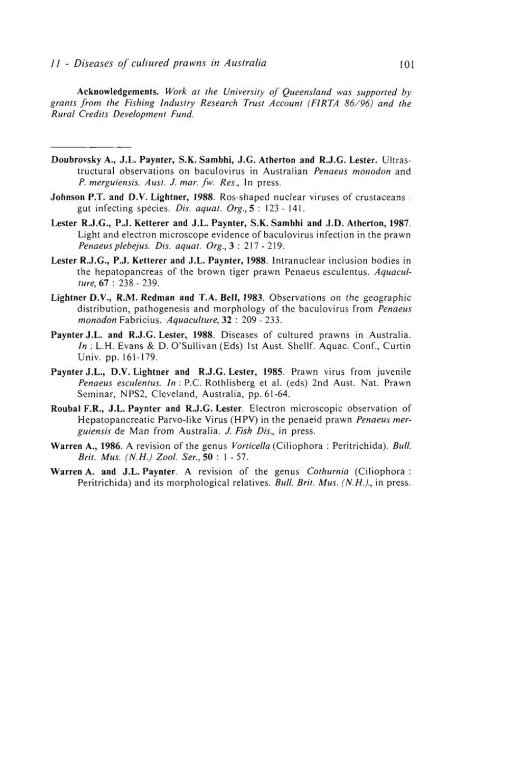**Acknowledgements.** *Work at the University of Queensland was supported by grants from the Fishing Industry Research Trust Account (FIRTA 86/96) and the Rural Credits Development Fund.*

---

**Doubrovsky A., J.L. Paynter, S.K. Sambhi, J.G. Atherton and R.J.G. Lester.** Ultrastructural observations on baculovirus in Australian *Penaeus monodon* and *P. merguiensis*. *Aust. J. mar. fw. Res.*, In press.

**Johnson P.T. and D.V. Lightner, 1988.** Ros-shaped nuclear viruses of crustaceans : gut infecting species. *Dis. aquat. Org.*, **5** : 123 - 141.

**Lester R.J.G., P.J. Ketterer and J.L. Paynter, S.K. Sambhi and J.D. Atherton, 1987.** Light and electron microscope evidence of baculovirus infection in the prawn *Penaeus plebejus*. *Dis. aquat. Org.*, **3** : 217 - 219.

**Lester R.J.G., P.J. Ketterer and J.L. Paynter, 1988.** Intranuclear inclusion bodies in the hepatopancreas of the brown tiger prawn Penaeus esculentus. *Aquaculture*, **67** : 238 - 239.

**Lightner D.V., R.M. Redman and T.A. Bell, 1983.** Observations on the geographic distribution, pathogenesis and morphology of the baculovirus from *Penaeus monodon* Fabricius. *Aquaculture*, **32** : 209 - 233.

**Paynter J.L. and R.J.G. Lester, 1988.** Diseases of cultured prawns in Australia. *In* : L.H. Evans & D. O'Sullivan (Eds) 1st Aust. Shellf. Aquac. Conf., Curtin Univ. pp. 161-179.

**Paynter J.L., D.V. Lightner and R.J.G. Lester, 1985.** Prawn virus from juvenile *Penaeus esculentus*. *In* : P.C. Rothlisberg et al. (eds) 2nd Aust. Nat. Prawn Seminar, NPS2, Cleveland, Australia, pp. 61-64.

**Roubal F.R., J.L. Paynter and R.J.G. Lester.** Electron microscopic observation of Hepatopancreatic Parvo-like Virus (HPV) in the penaeid prawn *Penaeus merguiensis* de Man from Australia. *J. Fish Dis.*, in press.

**Warren A., 1986.** A revision of the genus *Vorticella* (Ciliophora : Peritrichida). *Bull. Brit. Mus. (N.H.) Zool. Ser.*, **50** : 1 - 57.

**Warren A. and J.L. Paynter.** A revision of the genus *Cothurnia* (Ciliophora : Peritrichida) and its morphological relatives. *Bull. Brit. Mus. (N.H.)*, in press.